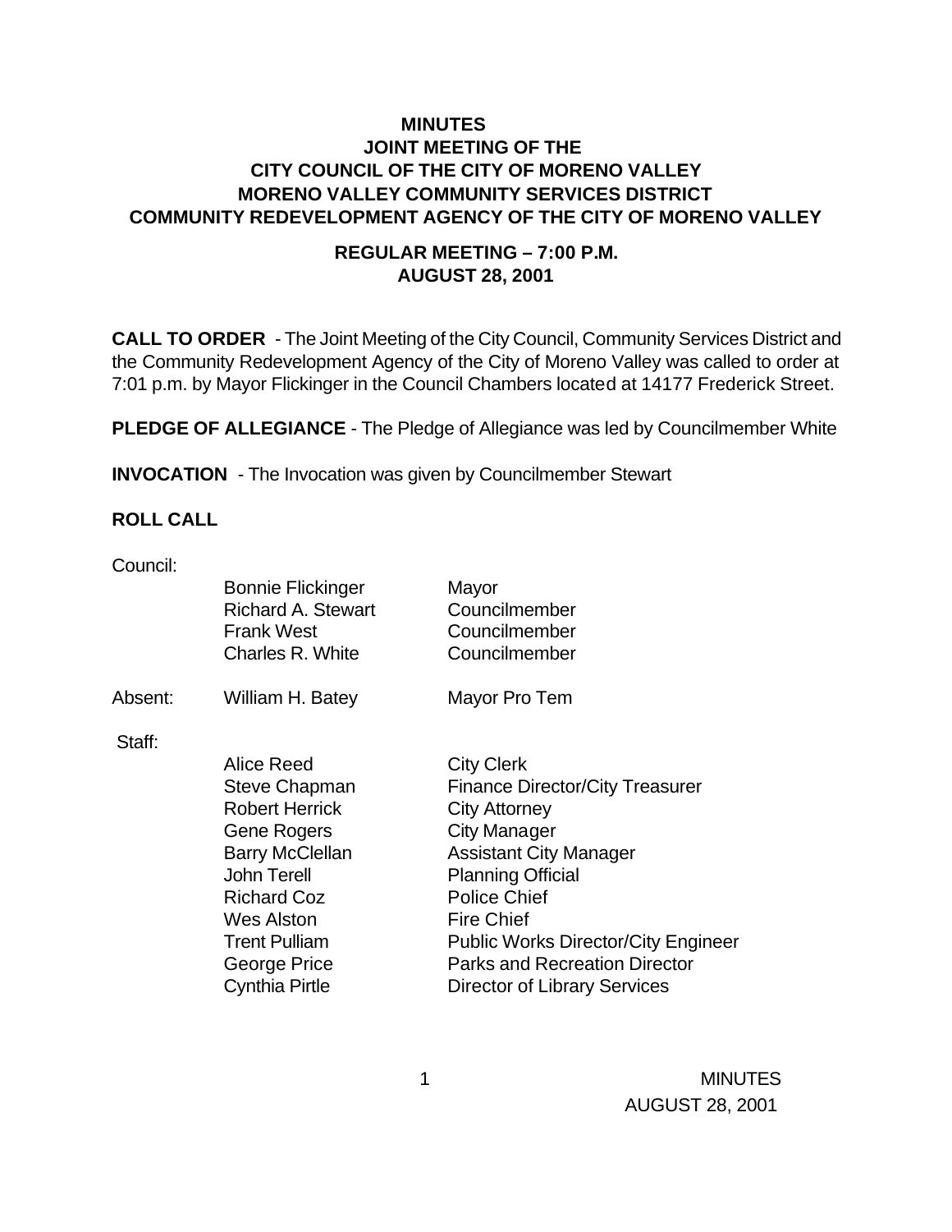# MINUTES
## JOINT MEETING OF THE
## CITY COUNCIL OF THE CITY OF MORENO VALLEY
## MORENO VALLEY COMMUNITY SERVICES DISTRICT
## COMMUNITY REDEVELOPMENT AGENCY OF THE CITY OF MORENO VALLEY

### REGULAR MEETING – 7:00 P.M.
### AUGUST 28, 2001

**CALL TO ORDER** - The Joint Meeting of the City Council, Community Services District and the Community Redevelopment Agency of the City of Moreno Valley was called to order at 7:01 p.m. by Mayor Flickinger in the Council Chambers located at 14177 Frederick Street.

**PLEDGE OF ALLEGIANCE** - The Pledge of Allegiance was led by Councilmember White

**INVOCATION** - The Invocation was given by Councilmember Stewart

**ROLL CALL**

Council:

| | | |
|---|---|---|
| | Bonnie Flickinger | Mayor |
| | Richard A. Stewart | Councilmember |
| | Frank West | Councilmember |
| | Charles R. White | Councilmember |
| Absent: | William H. Batey | Mayor Pro Tem |

Staff:

| | |
|---|---|
| Alice Reed | City Clerk |
| Steve Chapman | Finance Director/City Treasurer |
| Robert Herrick | City Attorney |
| Gene Rogers | City Manager |
| Barry McClellan | Assistant City Manager |
| John Terell | Planning Official |
| Richard Coz | Police Chief |
| Wes Alston | Fire Chief |
| Trent Pulliam | Public Works Director/City Engineer |
| George Price | Parks and Recreation Director |
| Cynthia Pirtle | Director of Library Services |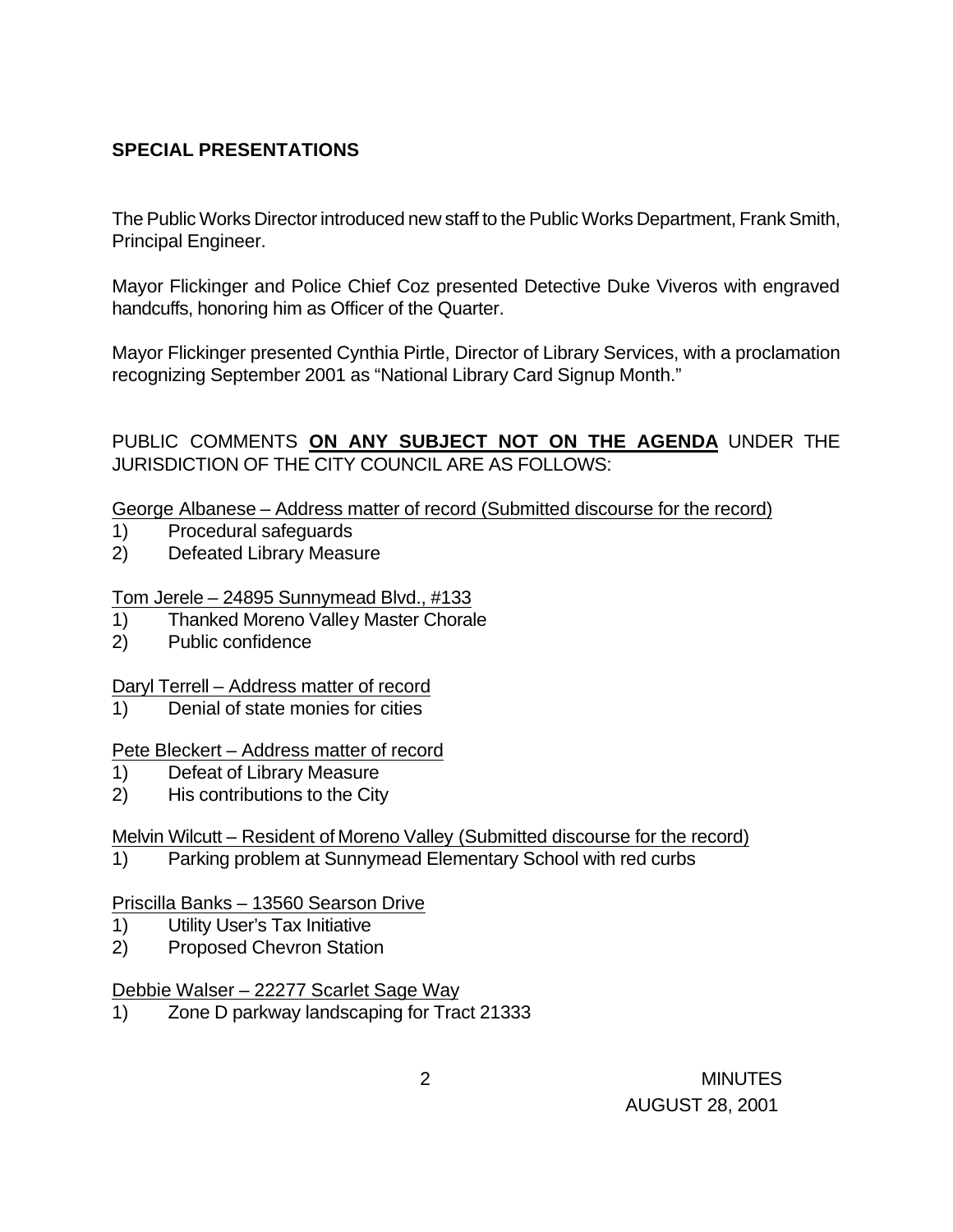## SPECIAL PRESENTATIONS

The Public Works Director introduced new staff to the Public Works Department, Frank Smith, Principal Engineer.

Mayor Flickinger and Police Chief Coz presented Detective Duke Viveros with engraved handcuffs, honoring him as Officer of the Quarter.

Mayor Flickinger presented Cynthia Pirtle, Director of Library Services, with a proclamation recognizing September 2001 as "National Library Card Signup Month."

PUBLIC COMMENTS **ON ANY SUBJECT NOT ON THE AGENDA** UNDER THE JURISDICTION OF THE CITY COUNCIL ARE AS FOLLOWS:

George Albanese – Address matter of record (Submitted discourse for the record)

1) Procedural safeguards
2) Defeated Library Measure

Tom Jerele – 24895 Sunnymead Blvd., #133

1) Thanked Moreno Valley Master Chorale
2) Public confidence

Daryl Terrell – Address matter of record

1) Denial of state monies for cities

Pete Bleckert – Address matter of record

1) Defeat of Library Measure
2) His contributions to the City

Melvin Wilcutt – Resident of Moreno Valley (Submitted discourse for the record)

1) Parking problem at Sunnymead Elementary School with red curbs

Priscilla Banks – 13560 Searson Drive

1) Utility User's Tax Initiative
2) Proposed Chevron Station

Debbie Walser – 22277 Scarlet Sage Way

1) Zone D parkway landscaping for Tract 21333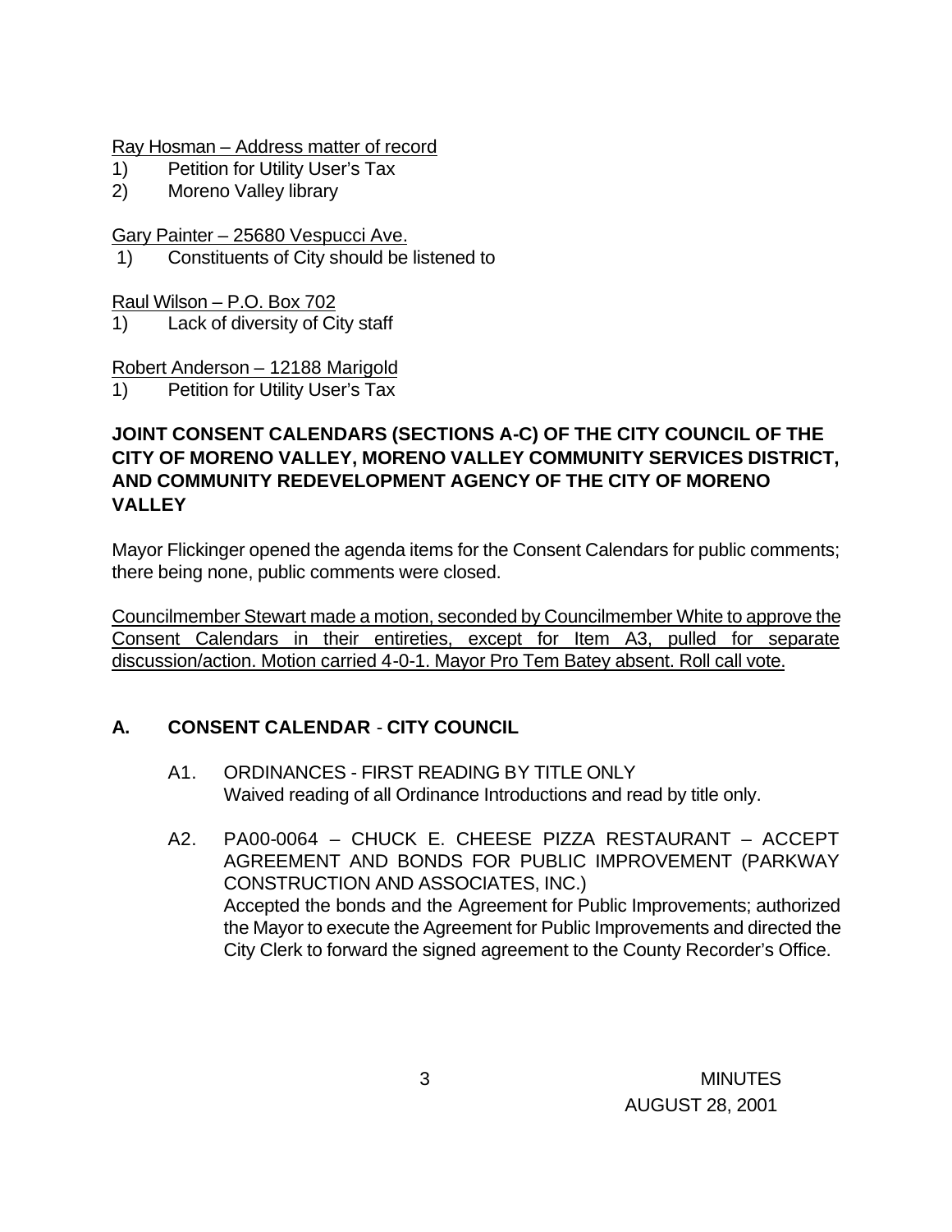<u>Ray Hosman – Address matter of record</u>

1) Petition for Utility User's Tax
2) Moreno Valley library

<u>Gary Painter – 25680 Vespucci Ave.</u>

1) Constituents of City should be listened to

<u>Raul Wilson – P.O. Box 702</u>

1) Lack of diversity of City staff

<u>Robert Anderson – 12188 Marigold</u>

1) Petition for Utility User's Tax

**JOINT CONSENT CALENDARS (SECTIONS A-C) OF THE CITY COUNCIL OF THE CITY OF MORENO VALLEY, MORENO VALLEY COMMUNITY SERVICES DISTRICT, AND COMMUNITY REDEVELOPMENT AGENCY OF THE CITY OF MORENO VALLEY**

Mayor Flickinger opened the agenda items for the Consent Calendars for public comments; there being none, public comments were closed.

<u>Councilmember Stewart made a motion, seconded by Councilmember White to approve the Consent Calendars in their entireties, except for Item A3, pulled for separate discussion/action. Motion carried 4-0-1. Mayor Pro Tem Batey absent. Roll call vote.</u>

## A. CONSENT CALENDAR - CITY COUNCIL

A1. ORDINANCES - FIRST READING BY TITLE ONLY
Waived reading of all Ordinance Introductions and read by title only.

A2. PA00-0064 – CHUCK E. CHEESE PIZZA RESTAURANT – ACCEPT AGREEMENT AND BONDS FOR PUBLIC IMPROVEMENT (PARKWAY CONSTRUCTION AND ASSOCIATES, INC.)
Accepted the bonds and the Agreement for Public Improvements; authorized the Mayor to execute the Agreement for Public Improvements and directed the City Clerk to forward the signed agreement to the County Recorder's Office.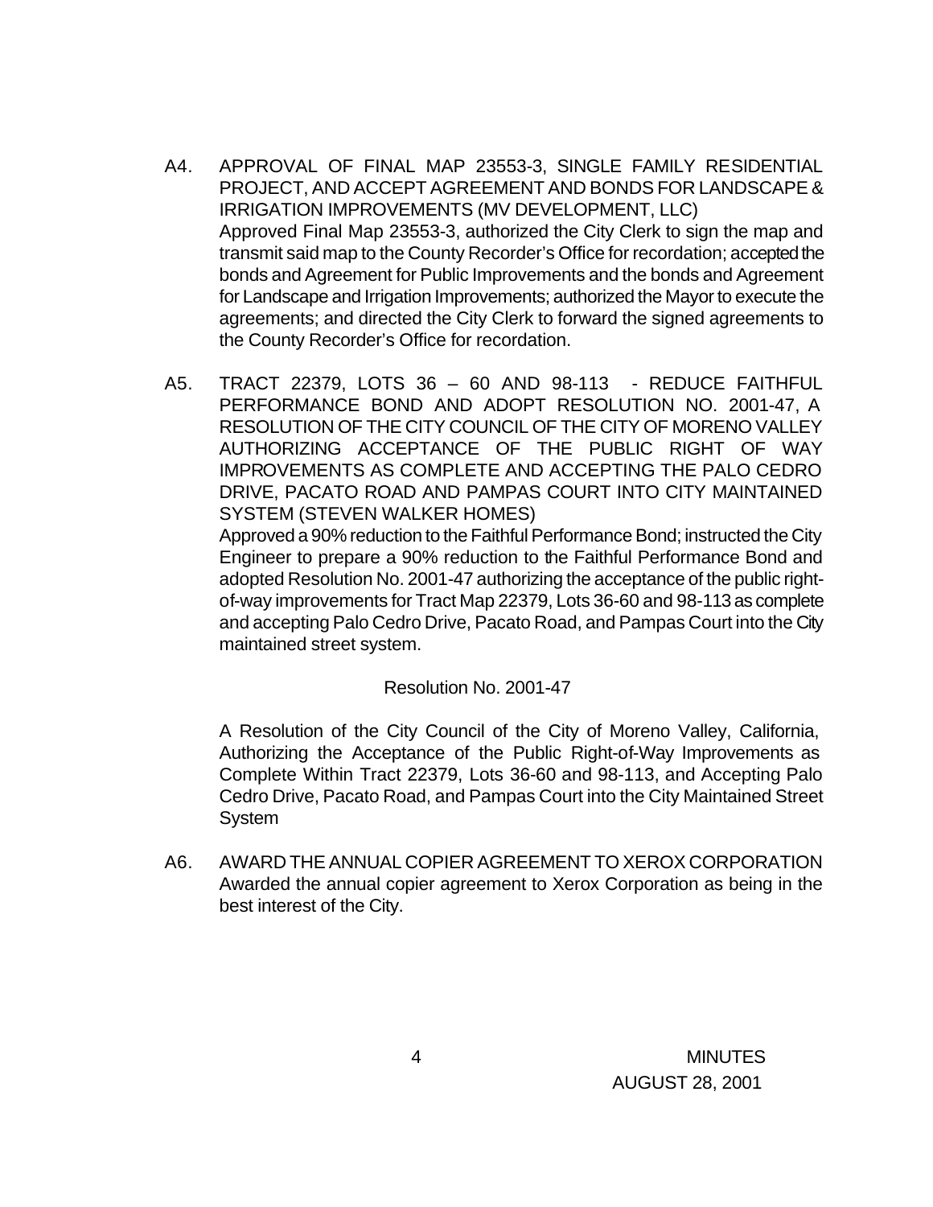A4. APPROVAL OF FINAL MAP 23553-3, SINGLE FAMILY RESIDENTIAL PROJECT, AND ACCEPT AGREEMENT AND BONDS FOR LANDSCAPE & IRRIGATION IMPROVEMENTS (MV DEVELOPMENT, LLC)
Approved Final Map 23553-3, authorized the City Clerk to sign the map and transmit said map to the County Recorder's Office for recordation; accepted the bonds and Agreement for Public Improvements and the bonds and Agreement for Landscape and Irrigation Improvements; authorized the Mayor to execute the agreements; and directed the City Clerk to forward the signed agreements to the County Recorder's Office for recordation.

A5. TRACT 22379, LOTS 36 – 60 AND 98-113 - REDUCE FAITHFUL PERFORMANCE BOND AND ADOPT RESOLUTION NO. 2001-47, A RESOLUTION OF THE CITY COUNCIL OF THE CITY OF MORENO VALLEY AUTHORIZING ACCEPTANCE OF THE PUBLIC RIGHT OF WAY IMPROVEMENTS AS COMPLETE AND ACCEPTING THE PALO CEDRO DRIVE, PACATO ROAD AND PAMPAS COURT INTO CITY MAINTAINED SYSTEM (STEVEN WALKER HOMES)
Approved a 90% reduction to the Faithful Performance Bond; instructed the City Engineer to prepare a 90% reduction to the Faithful Performance Bond and adopted Resolution No. 2001-47 authorizing the acceptance of the public right-of-way improvements for Tract Map 22379, Lots 36-60 and 98-113 as complete and accepting Palo Cedro Drive, Pacato Road, and Pampas Court into the City maintained street system.

Resolution No. 2001-47

A Resolution of the City Council of the City of Moreno Valley, California, Authorizing the Acceptance of the Public Right-of-Way Improvements as Complete Within Tract 22379, Lots 36-60 and 98-113, and Accepting Palo Cedro Drive, Pacato Road, and Pampas Court into the City Maintained Street System

A6. AWARD THE ANNUAL COPIER AGREEMENT TO XEROX CORPORATION
Awarded the annual copier agreement to Xerox Corporation as being in the best interest of the City.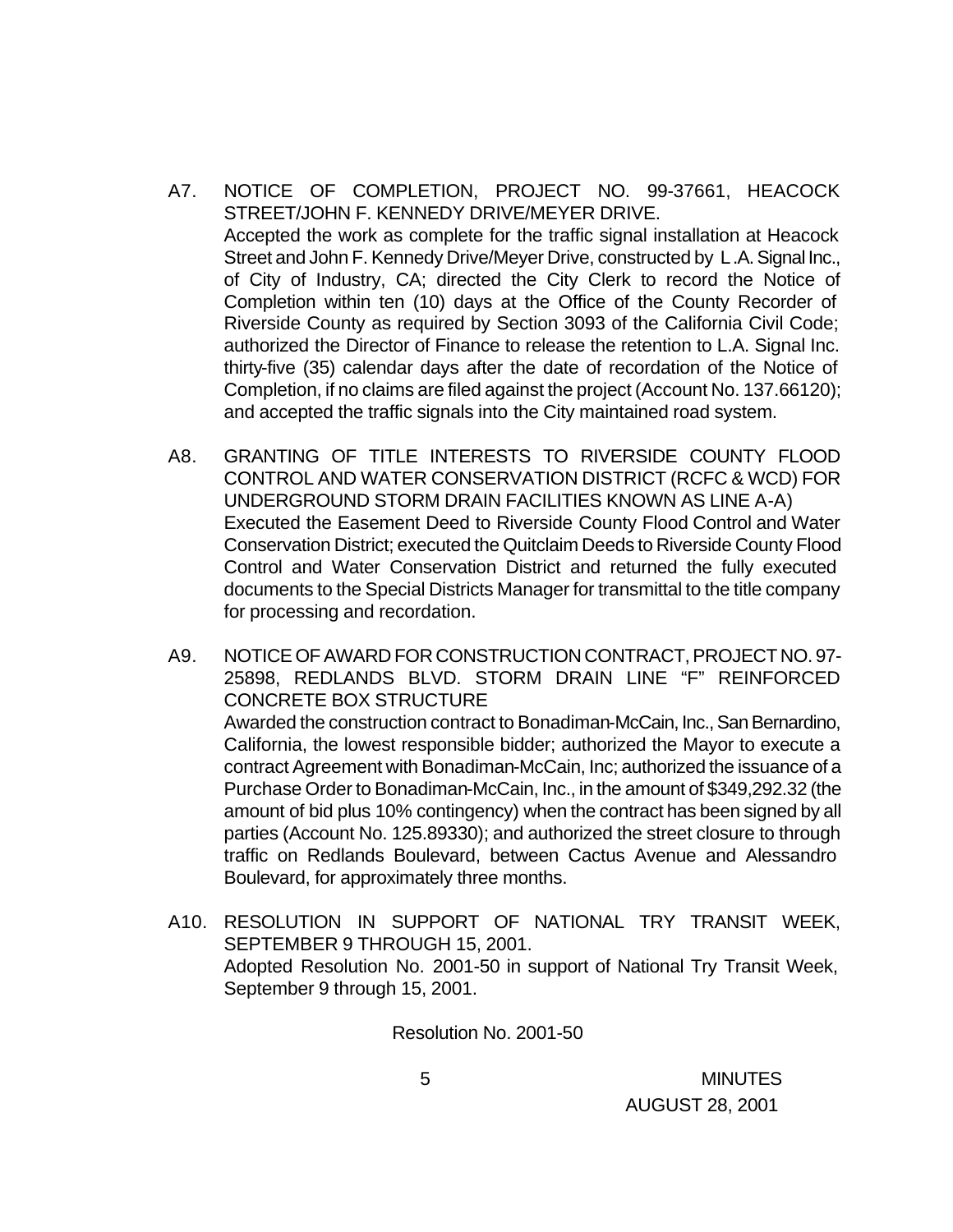A7. NOTICE OF COMPLETION, PROJECT NO. 99-37661, HEACOCK STREET/JOHN F. KENNEDY DRIVE/MEYER DRIVE.
Accepted the work as complete for the traffic signal installation at Heacock Street and John F. Kennedy Drive/Meyer Drive, constructed by L.A. Signal Inc., of City of Industry, CA; directed the City Clerk to record the Notice of Completion within ten (10) days at the Office of the County Recorder of Riverside County as required by Section 3093 of the California Civil Code; authorized the Director of Finance to release the retention to L.A. Signal Inc. thirty-five (35) calendar days after the date of recordation of the Notice of Completion, if no claims are filed against the project (Account No. 137.66120); and accepted the traffic signals into the City maintained road system.

A8. GRANTING OF TITLE INTERESTS TO RIVERSIDE COUNTY FLOOD CONTROL AND WATER CONSERVATION DISTRICT (RCFC & WCD) FOR UNDERGROUND STORM DRAIN FACILITIES KNOWN AS LINE A-A)
Executed the Easement Deed to Riverside County Flood Control and Water Conservation District; executed the Quitclaim Deeds to Riverside County Flood Control and Water Conservation District and returned the fully executed documents to the Special Districts Manager for transmittal to the title company for processing and recordation.

A9. NOTICE OF AWARD FOR CONSTRUCTION CONTRACT, PROJECT NO. 97-25898, REDLANDS BLVD. STORM DRAIN LINE "F" REINFORCED CONCRETE BOX STRUCTURE
Awarded the construction contract to Bonadiman-McCain, Inc., San Bernardino, California, the lowest responsible bidder; authorized the Mayor to execute a contract Agreement with Bonadiman-McCain, Inc; authorized the issuance of a Purchase Order to Bonadiman-McCain, Inc., in the amount of $349,292.32 (the amount of bid plus 10% contingency) when the contract has been signed by all parties (Account No. 125.89330); and authorized the street closure to through traffic on Redlands Boulevard, between Cactus Avenue and Alessandro Boulevard, for approximately three months.

A10. RESOLUTION IN SUPPORT OF NATIONAL TRY TRANSIT WEEK, SEPTEMBER 9 THROUGH 15, 2001.
Adopted Resolution No. 2001-50 in support of National Try Transit Week, September 9 through 15, 2001.

Resolution No. 2001-50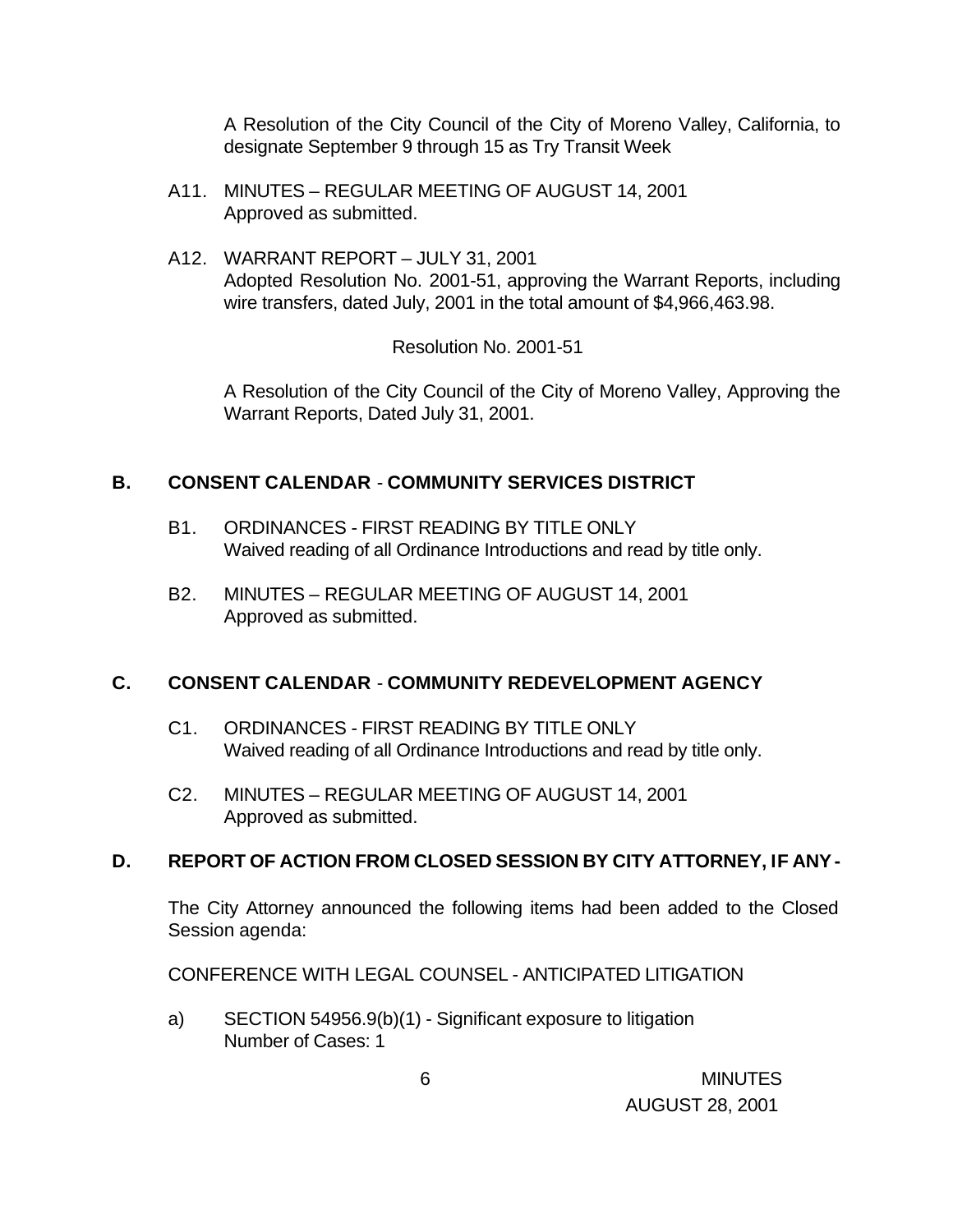A Resolution of the City Council of the City of Moreno Valley, California, to designate September 9 through 15 as Try Transit Week

A11. MINUTES – REGULAR MEETING OF AUGUST 14, 2001
Approved as submitted.

A12. WARRANT REPORT – JULY 31, 2001
Adopted Resolution No. 2001-51, approving the Warrant Reports, including wire transfers, dated July, 2001 in the total amount of $4,966,463.98.

Resolution No. 2001-51

A Resolution of the City Council of the City of Moreno Valley, Approving the Warrant Reports, Dated July 31, 2001.

## B. CONSENT CALENDAR - COMMUNITY SERVICES DISTRICT

B1. ORDINANCES - FIRST READING BY TITLE ONLY
Waived reading of all Ordinance Introductions and read by title only.

B2. MINUTES – REGULAR MEETING OF AUGUST 14, 2001
Approved as submitted.

## C. CONSENT CALENDAR - COMMUNITY REDEVELOPMENT AGENCY

C1. ORDINANCES - FIRST READING BY TITLE ONLY
Waived reading of all Ordinance Introductions and read by title only.

C2. MINUTES – REGULAR MEETING OF AUGUST 14, 2001
Approved as submitted.

## D. REPORT OF ACTION FROM CLOSED SESSION BY CITY ATTORNEY, IF ANY -

The City Attorney announced the following items had been added to the Closed Session agenda:

CONFERENCE WITH LEGAL COUNSEL - ANTICIPATED LITIGATION

a) SECTION 54956.9(b)(1) - Significant exposure to litigation
Number of Cases: 1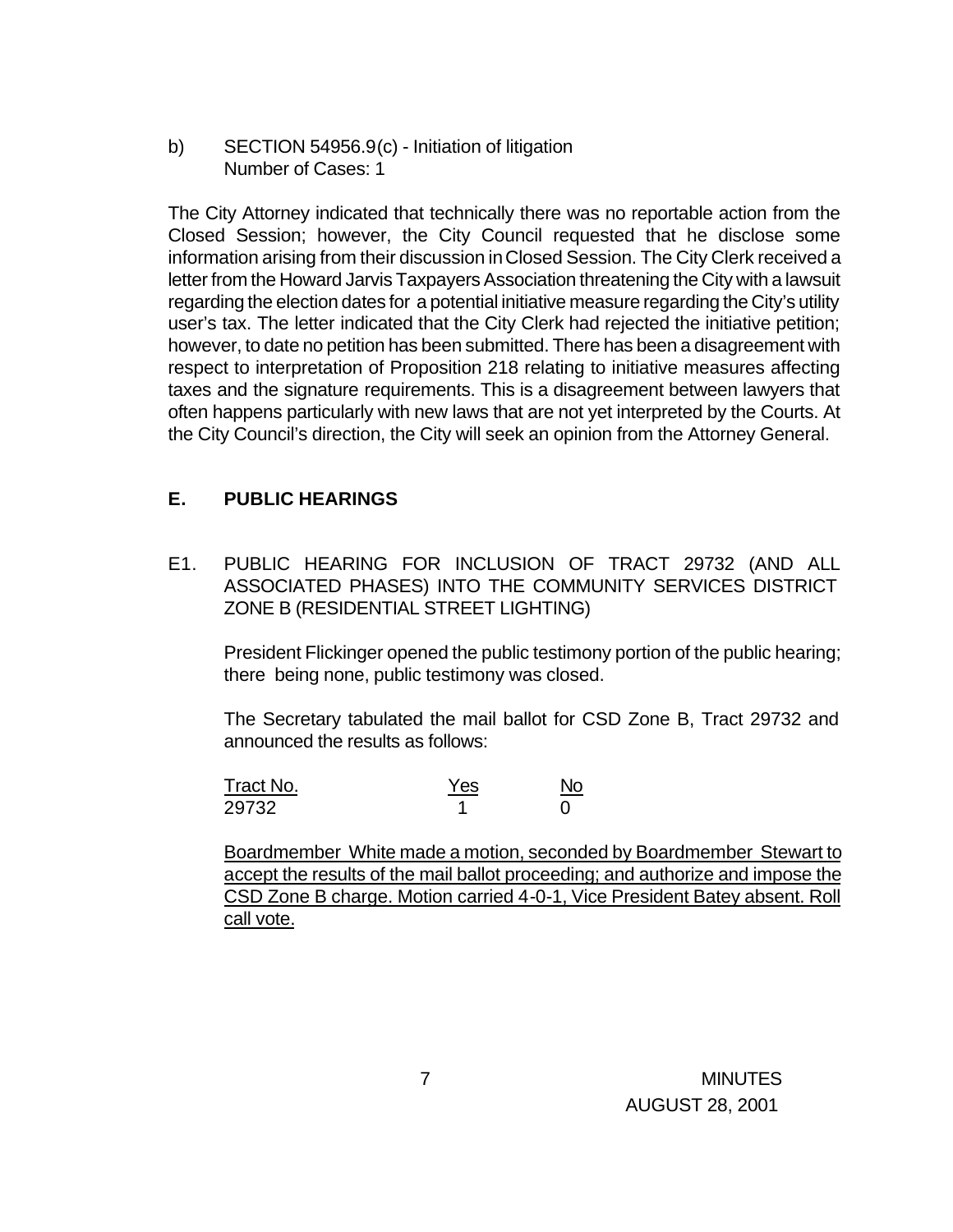b) SECTION 54956.9(c) - Initiation of litigation
Number of Cases: 1

The City Attorney indicated that technically there was no reportable action from the Closed Session; however, the City Council requested that he disclose some information arising from their discussion in Closed Session. The City Clerk received a letter from the Howard Jarvis Taxpayers Association threatening the City with a lawsuit regarding the election dates for a potential initiative measure regarding the City's utility user's tax. The letter indicated that the City Clerk had rejected the initiative petition; however, to date no petition has been submitted. There has been a disagreement with respect to interpretation of Proposition 218 relating to initiative measures affecting taxes and the signature requirements. This is a disagreement between lawyers that often happens particularly with new laws that are not yet interpreted by the Courts. At the City Council's direction, the City will seek an opinion from the Attorney General.

## E. PUBLIC HEARINGS

E1. PUBLIC HEARING FOR INCLUSION OF TRACT 29732 (AND ALL ASSOCIATED PHASES) INTO THE COMMUNITY SERVICES DISTRICT ZONE B (RESIDENTIAL STREET LIGHTING)

President Flickinger opened the public testimony portion of the public hearing; there being none, public testimony was closed.

The Secretary tabulated the mail ballot for CSD Zone B, Tract 29732 and announced the results as follows:

| Tract No. | Yes | No |
|---|---|---|
| 29732 | 1 | 0 |

Boardmember White made a motion, seconded by Boardmember Stewart to accept the results of the mail ballot proceeding; and authorize and impose the CSD Zone B charge. Motion carried 4-0-1, Vice President Batey absent. Roll call vote.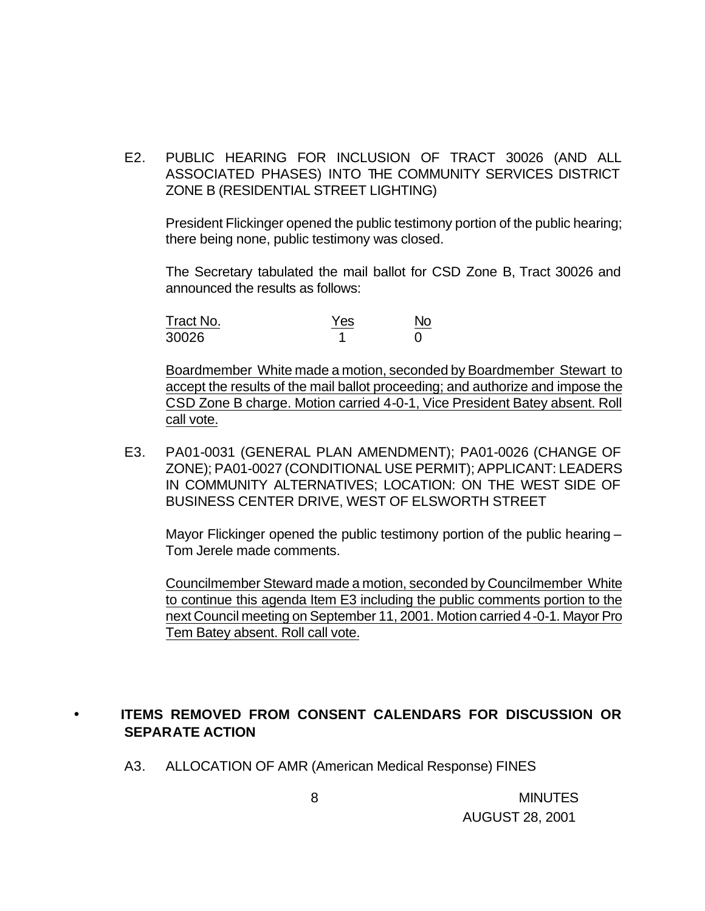E2. PUBLIC HEARING FOR INCLUSION OF TRACT 30026 (AND ALL ASSOCIATED PHASES) INTO THE COMMUNITY SERVICES DISTRICT ZONE B (RESIDENTIAL STREET LIGHTING)

President Flickinger opened the public testimony portion of the public hearing; there being none, public testimony was closed.

The Secretary tabulated the mail ballot for CSD Zone B, Tract 30026 and announced the results as follows:

| Tract No. | Yes | No |
|---|---|---|
| 30026 | 1 | 0 |

Boardmember White made a motion, seconded by Boardmember Stewart to accept the results of the mail ballot proceeding; and authorize and impose the CSD Zone B charge. Motion carried 4-0-1, Vice President Batey absent. Roll call vote.

E3. PA01-0031 (GENERAL PLAN AMENDMENT); PA01-0026 (CHANGE OF ZONE); PA01-0027 (CONDITIONAL USE PERMIT); APPLICANT: LEADERS IN COMMUNITY ALTERNATIVES; LOCATION: ON THE WEST SIDE OF BUSINESS CENTER DRIVE, WEST OF ELSWORTH STREET

Mayor Flickinger opened the public testimony portion of the public hearing – Tom Jerele made comments.

Councilmember Steward made a motion, seconded by Councilmember White to continue this agenda Item E3 including the public comments portion to the next Council meeting on September 11, 2001. Motion carried 4-0-1. Mayor Pro Tem Batey absent. Roll call vote.

- **ITEMS REMOVED FROM CONSENT CALENDARS FOR DISCUSSION OR SEPARATE ACTION**

A3. ALLOCATION OF AMR (American Medical Response) FINES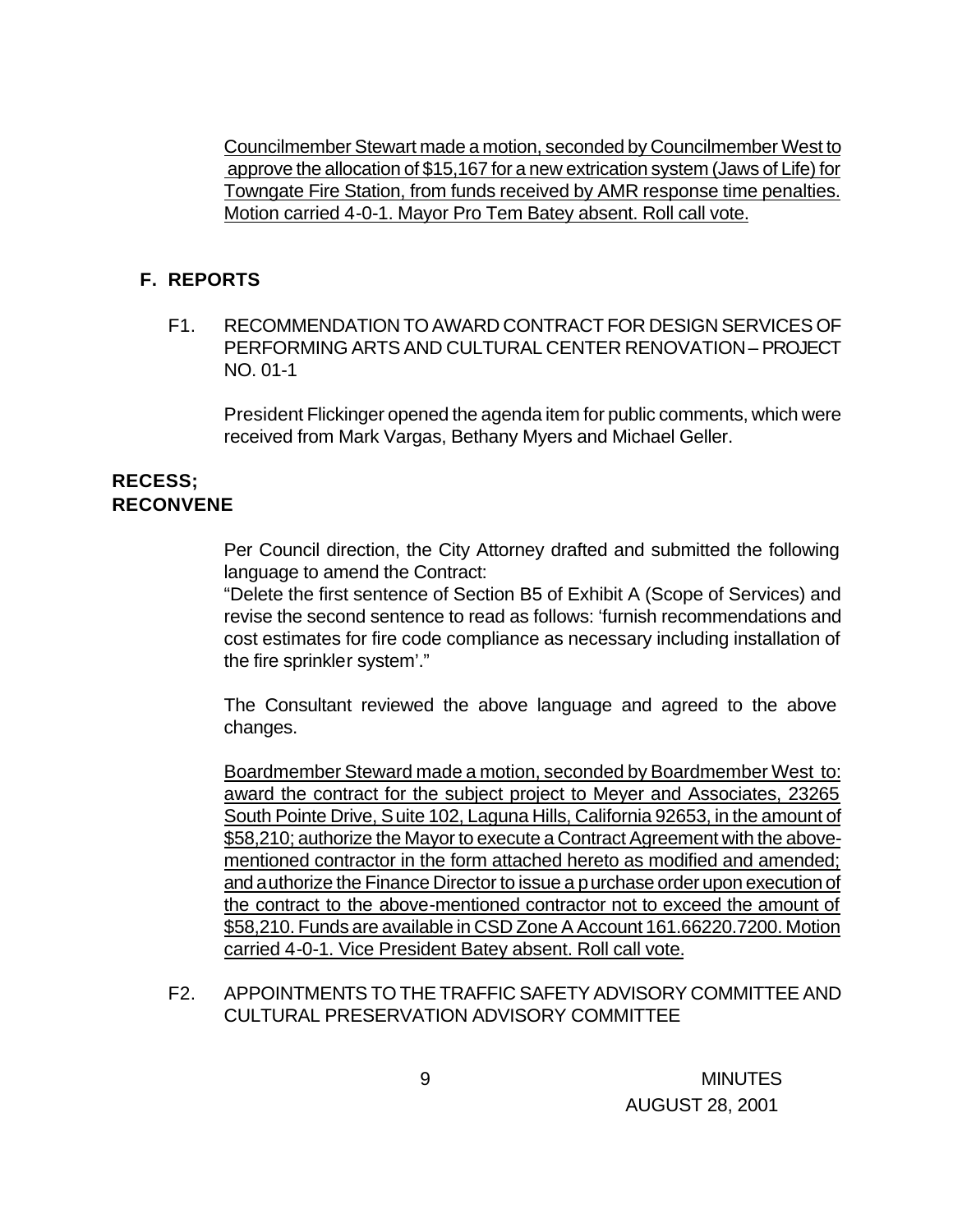Councilmember Stewart made a motion, seconded by Councilmember West to approve the allocation of $15,167 for a new extrication system (Jaws of Life) for Towngate Fire Station, from funds received by AMR response time penalties. Motion carried 4-0-1. Mayor Pro Tem Batey absent. Roll call vote.

## F. REPORTS

F1. RECOMMENDATION TO AWARD CONTRACT FOR DESIGN SERVICES OF PERFORMING ARTS AND CULTURAL CENTER RENOVATION – PROJECT NO. 01-1

President Flickinger opened the agenda item for public comments, which were received from Mark Vargas, Bethany Myers and Michael Geller.

**RECESS; RECONVENE**

Per Council direction, the City Attorney drafted and submitted the following language to amend the Contract:

"Delete the first sentence of Section B5 of Exhibit A (Scope of Services) and revise the second sentence to read as follows: 'furnish recommendations and cost estimates for fire code compliance as necessary including installation of the fire sprinkler system'."

The Consultant reviewed the above language and agreed to the above changes.

Boardmember Steward made a motion, seconded by Boardmember West to: award the contract for the subject project to Meyer and Associates, 23265 South Pointe Drive, Suite 102, Laguna Hills, California 92653, in the amount of $58,210; authorize the Mayor to execute a Contract Agreement with the above-mentioned contractor in the form attached hereto as modified and amended; and authorize the Finance Director to issue a purchase order upon execution of the contract to the above-mentioned contractor not to exceed the amount of $58,210. Funds are available in CSD Zone A Account 161.66220.7200. Motion carried 4-0-1. Vice President Batey absent. Roll call vote.

F2. APPOINTMENTS TO THE TRAFFIC SAFETY ADVISORY COMMITTEE AND CULTURAL PRESERVATION ADVISORY COMMITTEE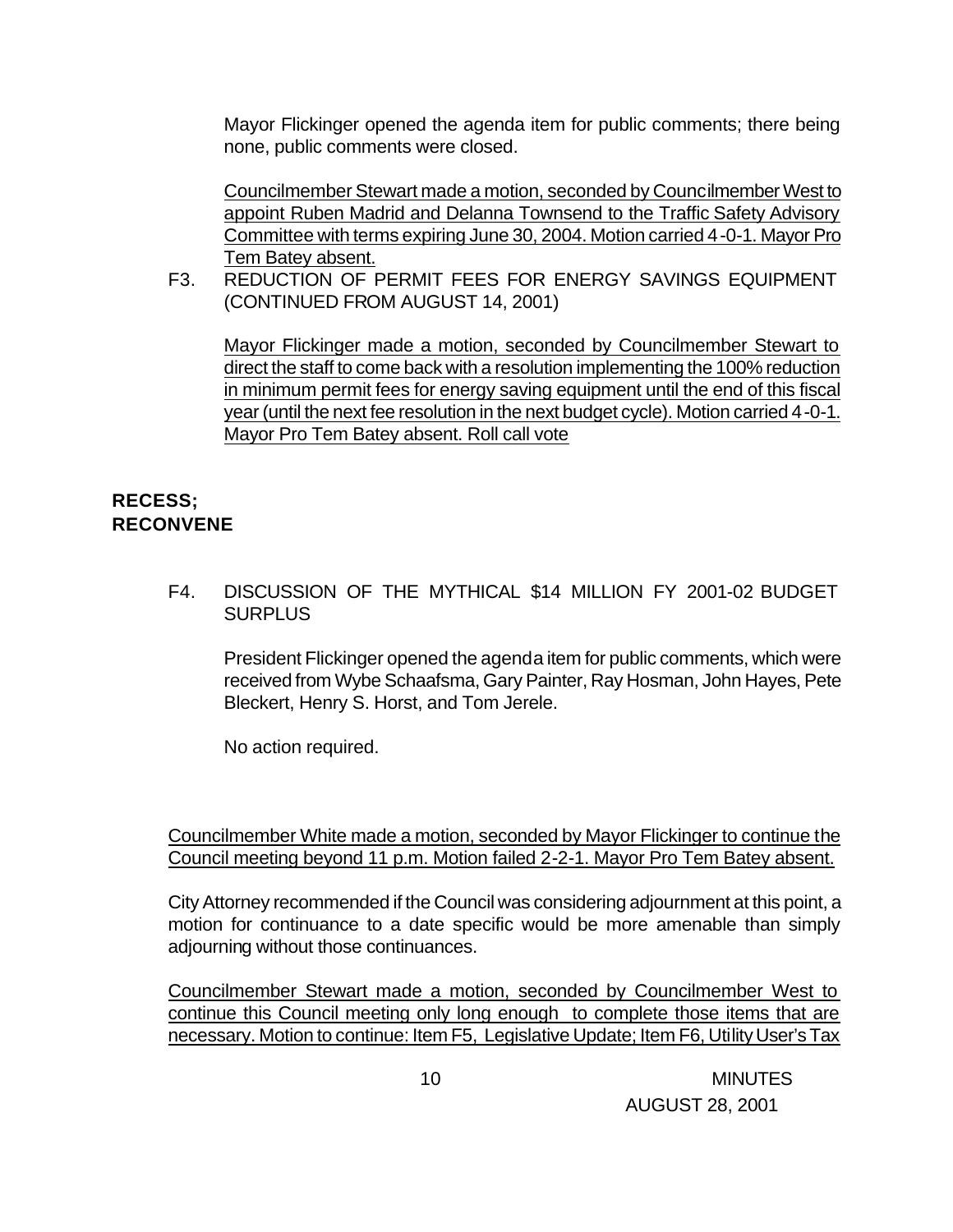Mayor Flickinger opened the agenda item for public comments; there being none, public comments were closed.

Councilmember Stewart made a motion, seconded by Councilmember West to appoint Ruben Madrid and Delanna Townsend to the Traffic Safety Advisory Committee with terms expiring June 30, 2004. Motion carried 4-0-1. Mayor Pro Tem Batey absent.

F3. REDUCTION OF PERMIT FEES FOR ENERGY SAVINGS EQUIPMENT (CONTINUED FROM AUGUST 14, 2001)

Mayor Flickinger made a motion, seconded by Councilmember Stewart to direct the staff to come back with a resolution implementing the 100% reduction in minimum permit fees for energy saving equipment until the end of this fiscal year (until the next fee resolution in the next budget cycle). Motion carried 4-0-1. Mayor Pro Tem Batey absent. Roll call vote

**RECESS;**
**RECONVENE**

F4. DISCUSSION OF THE MYTHICAL $14 MILLION FY 2001-02 BUDGET SURPLUS

President Flickinger opened the agenda item for public comments, which were received from Wybe Schaafsma, Gary Painter, Ray Hosman, John Hayes, Pete Bleckert, Henry S. Horst, and Tom Jerele.

No action required.

Councilmember White made a motion, seconded by Mayor Flickinger to continue the Council meeting beyond 11 p.m. Motion failed 2-2-1. Mayor Pro Tem Batey absent.

City Attorney recommended if the Council was considering adjournment at this point, a motion for continuance to a date specific would be more amenable than simply adjourning without those continuances.

Councilmember Stewart made a motion, seconded by Councilmember West to continue this Council meeting only long enough to complete those items that are necessary. Motion to continue: Item F5, Legislative Update; Item F6, Utility User's Tax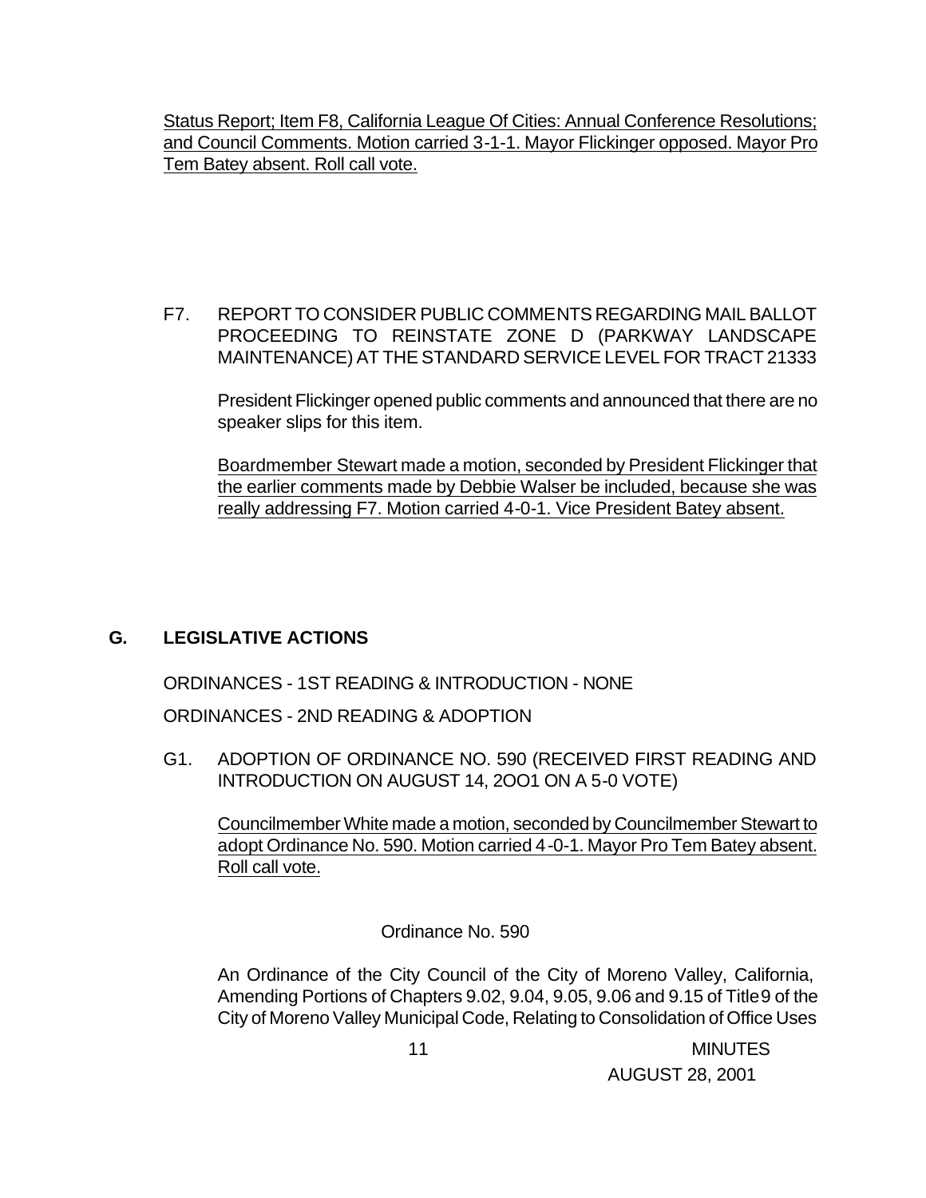Status Report; Item F8, California League Of Cities: Annual Conference Resolutions; and Council Comments. Motion carried 3-1-1. Mayor Flickinger opposed. Mayor Pro Tem Batey absent. Roll call vote.

F7. REPORT TO CONSIDER PUBLIC COMMENTS REGARDING MAIL BALLOT PROCEEDING TO REINSTATE ZONE D (PARKWAY LANDSCAPE MAINTENANCE) AT THE STANDARD SERVICE LEVEL FOR TRACT 21333

President Flickinger opened public comments and announced that there are no speaker slips for this item.

Boardmember Stewart made a motion, seconded by President Flickinger that the earlier comments made by Debbie Walser be included, because she was really addressing F7. Motion carried 4-0-1. Vice President Batey absent.

## G. LEGISLATIVE ACTIONS

ORDINANCES - 1ST READING & INTRODUCTION - NONE

ORDINANCES - 2ND READING & ADOPTION

G1. ADOPTION OF ORDINANCE NO. 590 (RECEIVED FIRST READING AND INTRODUCTION ON AUGUST 14, 2OO1 ON A 5-0 VOTE)

Councilmember White made a motion, seconded by Councilmember Stewart to adopt Ordinance No. 590. Motion carried 4-0-1. Mayor Pro Tem Batey absent. Roll call vote.

Ordinance No. 590

An Ordinance of the City Council of the City of Moreno Valley, California, Amending Portions of Chapters 9.02, 9.04, 9.05, 9.06 and 9.15 of Title 9 of the City of Moreno Valley Municipal Code, Relating to Consolidation of Office Uses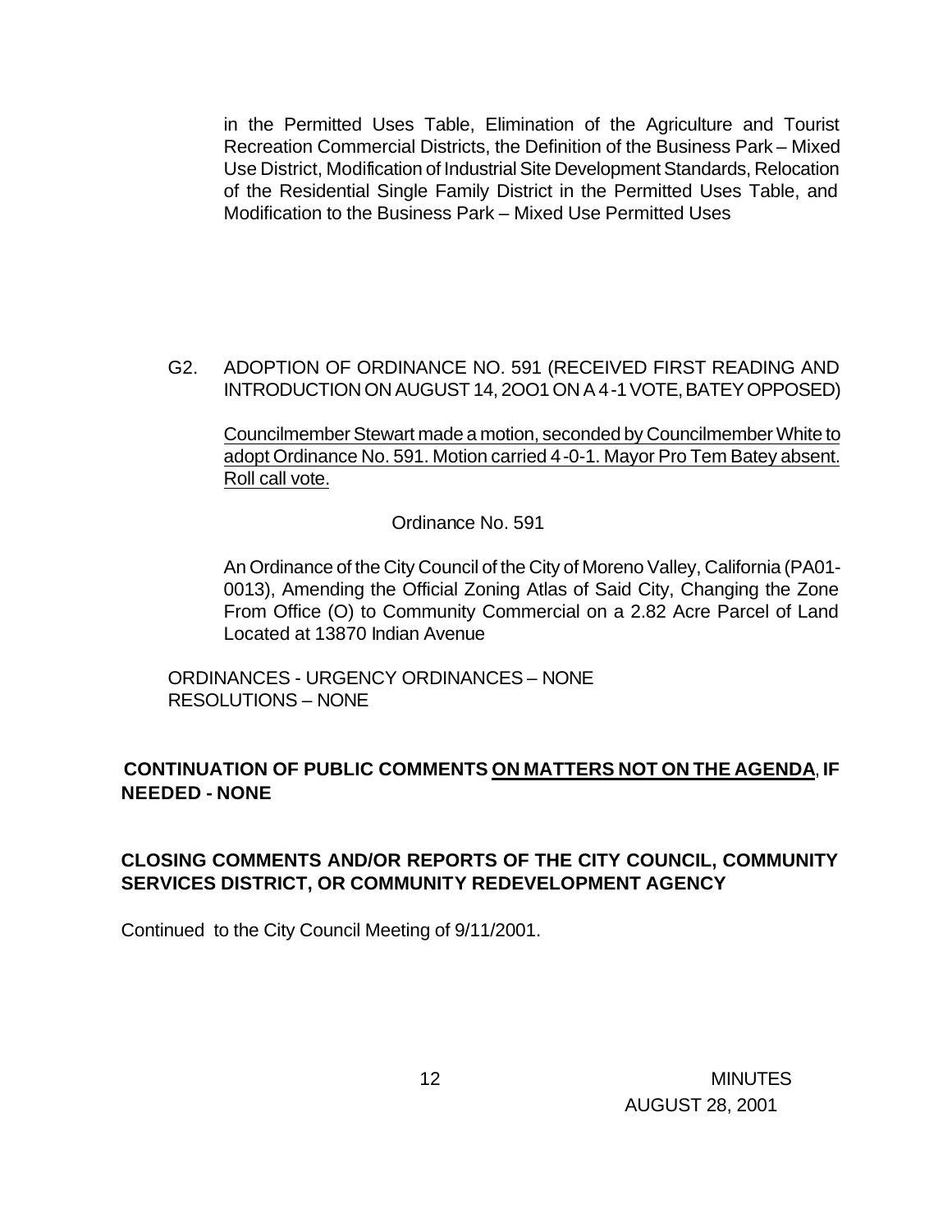in the Permitted Uses Table, Elimination of the Agriculture and Tourist Recreation Commercial Districts, the Definition of the Business Park – Mixed Use District, Modification of Industrial Site Development Standards, Relocation of the Residential Single Family District in the Permitted Uses Table, and Modification to the Business Park – Mixed Use Permitted Uses

G2. ADOPTION OF ORDINANCE NO. 591 (RECEIVED FIRST READING AND INTRODUCTION ON AUGUST 14, 2OO1 ON A 4-1 VOTE, BATEY OPPOSED)

Councilmember Stewart made a motion, seconded by Councilmember White to adopt Ordinance No. 591. Motion carried 4-0-1. Mayor Pro Tem Batey absent. Roll call vote.

Ordinance No. 591

An Ordinance of the City Council of the City of Moreno Valley, California (PA01-0013), Amending the Official Zoning Atlas of Said City, Changing the Zone From Office (O) to Community Commercial on a 2.82 Acre Parcel of Land Located at 13870 Indian Avenue

ORDINANCES - URGENCY ORDINANCES – NONE
RESOLUTIONS – NONE

**CONTINUATION OF PUBLIC COMMENTS ON MATTERS NOT ON THE AGENDA, IF NEEDED - NONE**

**CLOSING COMMENTS AND/OR REPORTS OF THE CITY COUNCIL, COMMUNITY SERVICES DISTRICT, OR COMMUNITY REDEVELOPMENT AGENCY**

Continued to the City Council Meeting of 9/11/2001.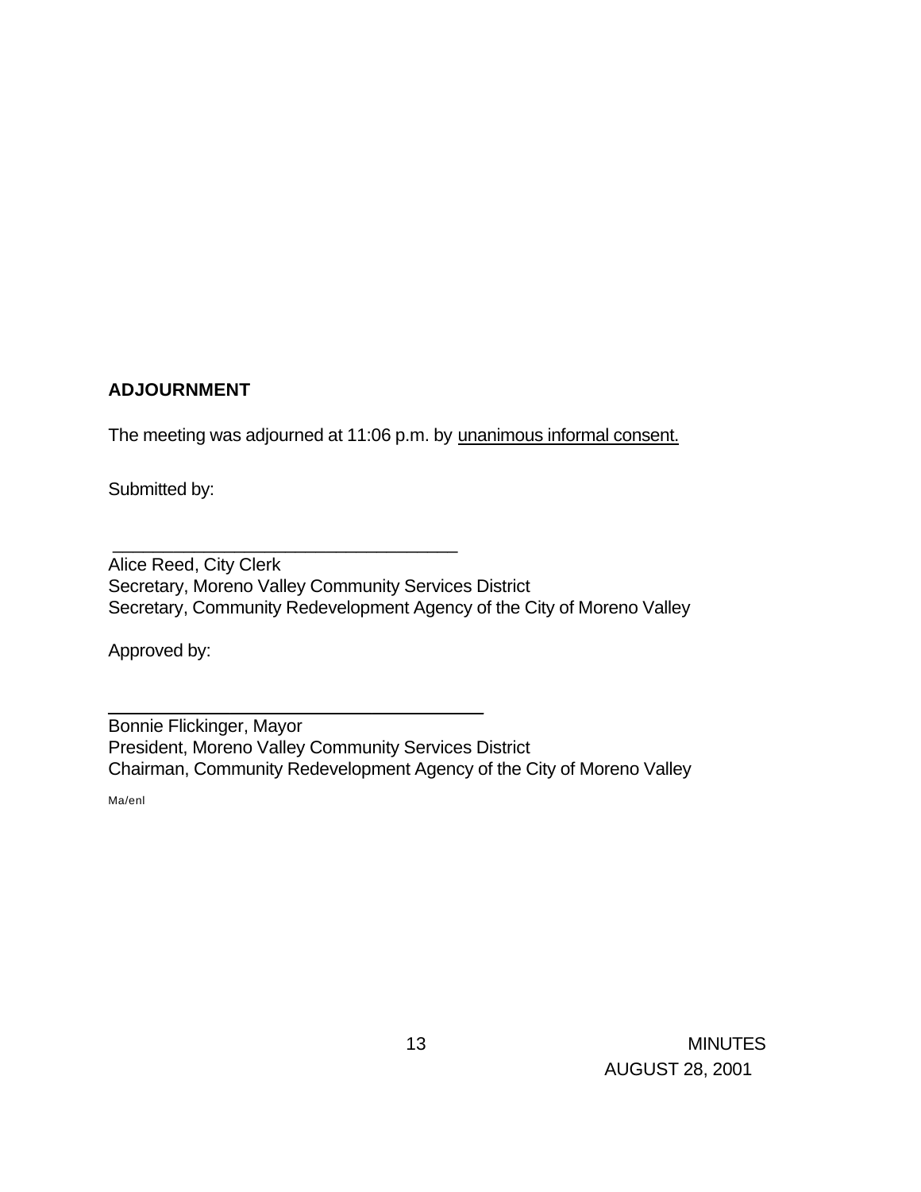**ADJOURNMENT**

The meeting was adjourned at 11:06 p.m. by unanimous informal consent.

Submitted by:

\_\_\_\_\_\_\_\_\_\_\_\_\_\_\_\_\_\_\_\_\_\_\_\_\_\_\_\_\_\_\_\_\_\_\_\_
Alice Reed, City Clerk
Secretary, Moreno Valley Community Services District
Secretary, Community Redevelopment Agency of the City of Moreno Valley

Approved by:

\_\_\_\_\_\_\_\_\_\_\_\_\_\_\_\_\_\_\_\_\_\_\_\_\_\_\_\_\_\_\_\_\_\_\_\_
Bonnie Flickinger, Mayor
President, Moreno Valley Community Services District
Chairman, Community Redevelopment Agency of the City of Moreno Valley

Ma/enl